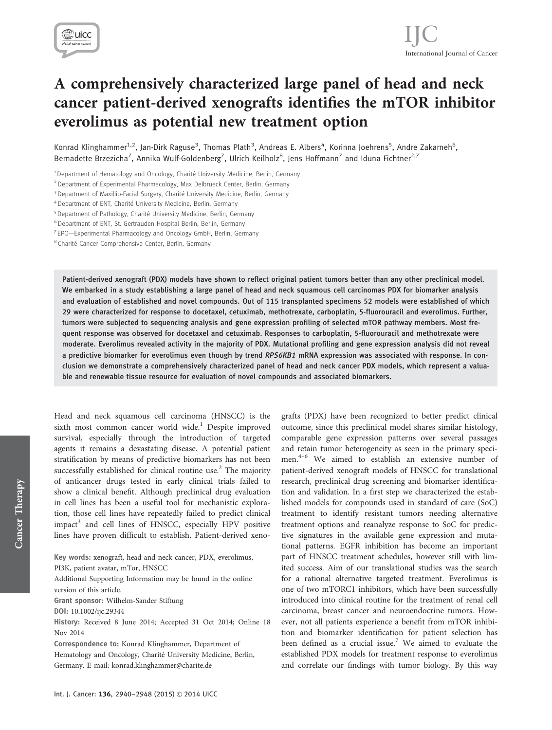# A comprehensively characterized large panel of head and neck cancer patient-derived xenografts identifies the mTOR inhibitor everolimus as potential new treatment option

Konrad Klinghammer[1,2], Jan-Dirk Raguse[3], Thomas Plath[3], Andreas E. Albers[4], Korinna Joehrens[5], Andre Zakarneh[6], Bernadette Brzezicha[7], Annika Wulf-Goldenberg[7], Ulrich Keilholz[8], Jens Hoffmann[7] and Iduna Fichtner[2,7]

[1] Department of Hematology and Oncology, Charité University Medicine, Berlin, Germany
[2] Department of Experimental Pharmacology, Max Delbrueck Center, Berlin, Germany
[3] Department of Maxillio-Facial Surgery, Charité University Medicine, Berlin, Germany
[4] Department of ENT, Charité University Medicine, Berlin, Germany
[5] Department of Pathology, Charité University Medicine, Berlin, Germany
[6] Department of ENT, St. Gertrauden Hospital Berlin, Berlin, Germany
[7] EPO—Experimental Pharmacology and Oncology GmbH, Berlin, Germany
[8] Charité Cancer Comprehensive Center, Berlin, Germany

**Patient-derived xenograft (PDX) models have shown to reflect original patient tumors better than any other preclinical model. We embarked in a study establishing a large panel of head and neck squamous cell carcinomas PDX for biomarker analysis and evaluation of established and novel compounds. Out of 115 transplanted specimens 52 models were established of which 29 were characterized for response to docetaxel, cetuximab, methotrexate, carboplatin, 5-fluorouracil and everolimus. Further, tumors were subjected to sequencing analysis and gene expression profiling of selected mTOR pathway members. Most frequent response was observed for docetaxel and cetuximab. Responses to carboplatin, 5-fluorouracil and methotrexate were moderate. Everolimus revealed activity in the majority of PDX. Mutational profiling and gene expression analysis did not reveal a predictive biomarker for everolimus even though by trend *RPS6KB1* mRNA expression was associated with response. In conclusion we demonstrate a comprehensively characterized panel of head and neck cancer PDX models, which represent a valuable and renewable tissue resource for evaluation of novel compounds and associated biomarkers.**

Head and neck squamous cell carcinoma (HNSCC) is the sixth most common cancer world wide.[1] Despite improved survival, especially through the introduction of targeted agents it remains a devastating disease. A potential patient stratification by means of predictive biomarkers has not been successfully established for clinical routine use.[2] The majority of anticancer drugs tested in early clinical trials failed to show a clinical benefit. Although preclinical drug evaluation in cell lines has been a useful tool for mechanistic exploration, those cell lines have repeatedly failed to predict clinical impact[3] and cell lines of HNSCC, especially HPV positive lines have proven difficult to establish. Patient-derived xenografts (PDX) have been recognized to better predict clinical outcome, since this preclinical model shares similar histology, comparable gene expression patterns over several passages and retain tumor heterogeneity as seen in the primary specimen.[4–6] We aimed to establish an extensive number of patient-derived xenograft models of HNSCC for translational research, preclinical drug screening and biomarker identification and validation. In a first step we characterized the established models for compounds used in standard of care (SoC) treatment to identify resistant tumors needing alternative treatment options and reanalyze response to SoC for predictive signatures in the available gene expression and mutational patterns. EGFR inhibition has become an important part of HNSCC treatment schedules, however still with limited success. Aim of our translational studies was the search for a rational alternative targeted treatment. Everolimus is one of two mTORC1 inhibitors, which have been successfully introduced into clinical routine for the treatment of renal cell carcinoma, breast cancer and neuroendocrine tumors. However, not all patients experience a benefit from mTOR inhibition and biomarker identification for patient selection has been defined as a crucial issue.[7] We aimed to evaluate the established PDX models for treatment response to everolimus and correlate our findings with tumor biology. By this way

**Key words:** xenograft, head and neck cancer, PDX, everolimus, PI3K, patient avatar, mTor, HNSCC

Additional Supporting Information may be found in the online version of this article.

**Grant sponsor:** Wilhelm-Sander Stiftung

**DOI:** 10.1002/ijc.29344

**History:** Received 8 June 2014; Accepted 31 Oct 2014; Online 18 Nov 2014

**Correspondence to:** Konrad Klinghammer, Department of Hematology and Oncology, Charité University Medicine, Berlin, Germany. E-mail: konrad.klinghammer@charite.de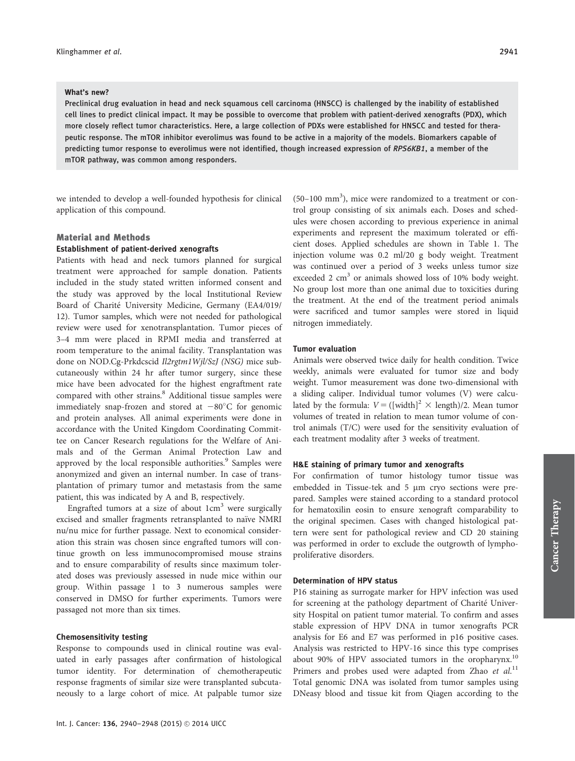**What's new?**

Preclinical drug evaluation in head and neck squamous cell carcinoma (HNSCC) is challenged by the inability of established cell lines to predict clinical impact. It may be possible to overcome that problem with patient-derived xenografts (PDX), which more closely reflect tumor characteristics. Here, a large collection of PDXs were established for HNSCC and tested for therapeutic response. The mTOR inhibitor everolimus was found to be active in a majority of the models. Biomarkers capable of predicting tumor response to everolimus were not identified, though increased expression of *RPS6KB1*, a member of the mTOR pathway, was common among responders.

we intended to develop a well-founded hypothesis for clinical application of this compound.

## Material and Methods

### Establishment of patient-derived xenografts

Patients with head and neck tumors planned for surgical treatment were approached for sample donation. Patients included in the study stated written informed consent and the study was approved by the local Institutional Review Board of Charité University Medicine, Germany (EA4/019/12). Tumor samples, which were not needed for pathological review were used for xenotransplantation. Tumor pieces of 3–4 mm were placed in RPMI media and transferred at room temperature to the animal facility. Transplantation was done on NOD.Cg-Prkdcscid *Il2rgtm1Wjl/SzJ (NSG)* mice subcutaneously within 24 hr after tumor surgery, since these mice have been advocated for the highest engraftment rate compared with other strains.[8] Additional tissue samples were immediately snap-frozen and stored at −80°C for genomic and protein analyses. All animal experiments were done in accordance with the United Kingdom Coordinating Committee on Cancer Research regulations for the Welfare of Animals and of the German Animal Protection Law and approved by the local responsible authorities.[9] Samples were anonymized and given an internal number. In case of transplantation of primary tumor and metastasis from the same patient, this was indicated by A and B, respectively.

Engrafted tumors at a size of about 1cm$^3$ were surgically excised and smaller fragments retransplanted to naïve NMRI nu/nu mice for further passage. Next to economical consideration this strain was chosen since engrafted tumors will continue growth on less immunocompromised mouse strains and to ensure comparability of results since maximum tolerated doses was previously assessed in nude mice within our group. Within passage 1 to 3 numerous samples were conserved in DMSO for further experiments. Tumors were passaged not more than six times.

### Chemosensitivity testing

Response to compounds used in clinical routine was evaluated in early passages after confirmation of histological tumor identity. For determination of chemotherapeutic response fragments of similar size were transplanted subcutaneously to a large cohort of mice. At palpable tumor size (50–100 mm$^3$), mice were randomized to a treatment or control group consisting of six animals each. Doses and schedules were chosen according to previous experience in animal experiments and represent the maximum tolerated or efficient doses. Applied schedules are shown in Table 1. The injection volume was 0.2 ml/20 g body weight. Treatment was continued over a period of 3 weeks unless tumor size exceeded 2 cm$^3$ or animals showed loss of 10% body weight. No group lost more than one animal due to toxicities during the treatment. At the end of the treatment period animals were sacrificed and tumor samples were stored in liquid nitrogen immediately.

### Tumor evaluation

Animals were observed twice daily for health condition. Twice weekly, animals were evaluated for tumor size and body weight. Tumor measurement was done two-dimensional with a sliding caliper. Individual tumor volumes (V) were calculated by the formula: $V = ([\text{width}]^2 \times \text{length})/2$. Mean tumor volumes of treated in relation to mean tumor volume of control animals (T/C) were used for the sensitivity evaluation of each treatment modality after 3 weeks of treatment.

### H&E staining of primary tumor and xenografts

For confirmation of tumor histology tumor tissue was embedded in Tissue-tek and 5 μm cryo sections were prepared. Samples were stained according to a standard protocol for hematoxilin eosin to ensure xenograft comparability to the original specimen. Cases with changed histological pattern were sent for pathological review and CD 20 staining was performed in order to exclude the outgrowth of lymphoproliferative disorders.

### Determination of HPV status

P16 staining as surrogate marker for HPV infection was used for screening at the pathology department of Charité University Hospital on patient tumor material. To confirm and asses stable expression of HPV DNA in tumor xenografts PCR analysis for E6 and E7 was performed in p16 positive cases. Analysis was restricted to HPV-16 since this type comprises about 90% of HPV associated tumors in the oropharynx.[10] Primers and probes used were adapted from Zhao *et al.*[11] Total genomic DNA was isolated from tumor samples using DNeasy blood and tissue kit from Qiagen according to the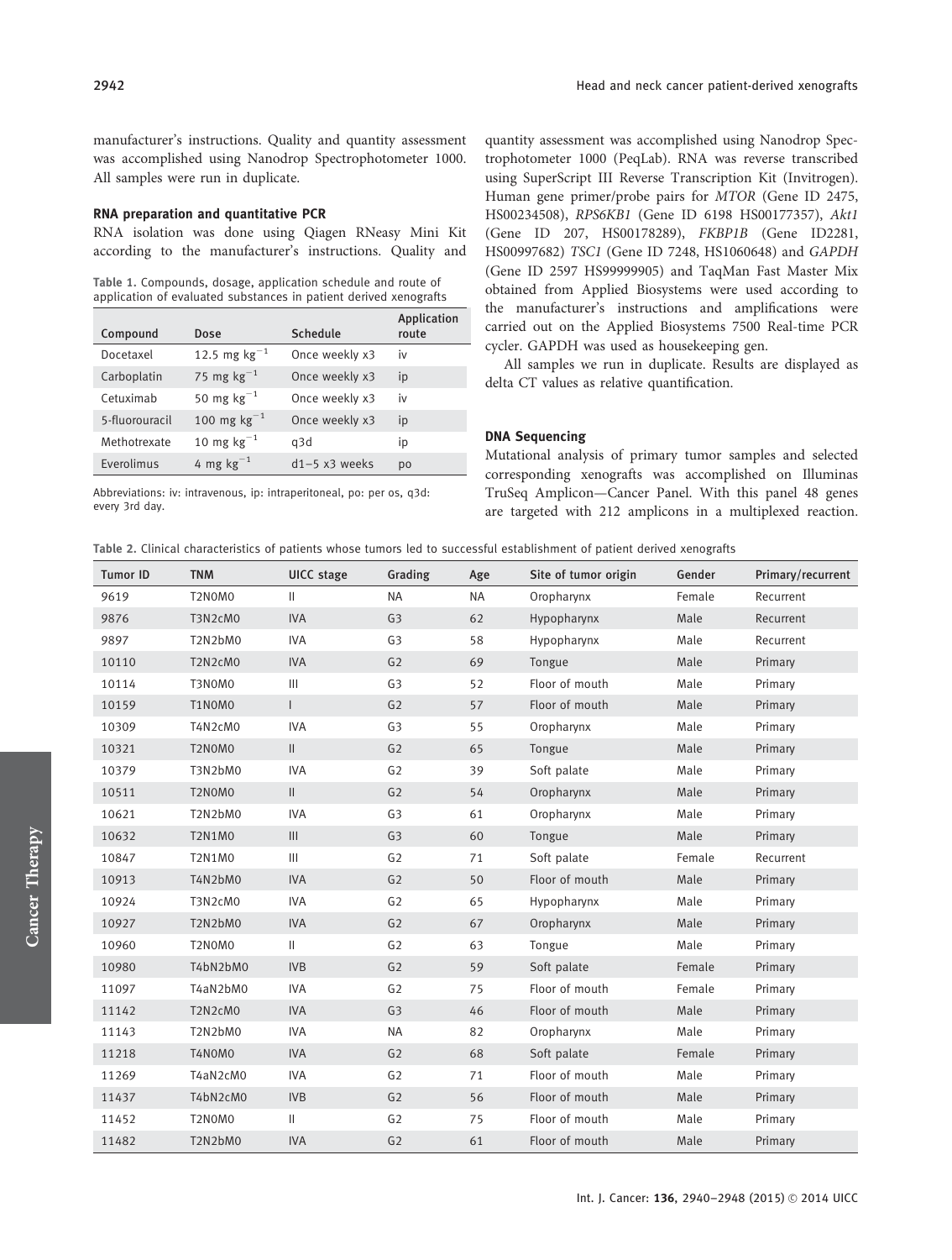manufacturer's instructions. Quality and quantity assessment was accomplished using Nanodrop Spectrophotometer 1000. All samples were run in duplicate.

### RNA preparation and quantitative PCR

RNA isolation was done using Qiagen RNeasy Mini Kit according to the manufacturer's instructions. Quality and quantity assessment was accomplished using Nanodrop Spectrophotometer 1000 (PeqLab). RNA was reverse transcribed using SuperScript III Reverse Transcription Kit (Invitrogen). Human gene primer/probe pairs for *MTOR* (Gene ID 2475, HS00234508), *RPS6KB1* (Gene ID 6198 HS00177357), *Akt1* (Gene ID 207, HS00178289), *FKBP1B* (Gene ID2281, HS00997682) *TSC1* (Gene ID 7248, HS1060648) and *GAPDH* (Gene ID 2597 HS99999905) and TaqMan Fast Master Mix obtained from Applied Biosystems were used according to the manufacturer's instructions and amplifications were carried out on the Applied Biosystems 7500 Real-time PCR cycler. GAPDH was used as housekeeping gen.

All samples we run in duplicate. Results are displayed as delta CT values as relative quantification.

Table 1. Compounds, dosage, application schedule and route of application of evaluated substances in patient derived xenografts

| Compound | Dose | Schedule | Application route |
|---|---|---|---|
| Docetaxel | 12.5 mg $kg^{-1}$ | Once weekly x3 | iv |
| Carboplatin | 75 mg $kg^{-1}$ | Once weekly x3 | ip |
| Cetuximab | 50 mg $kg^{-1}$ | Once weekly x3 | iv |
| 5-fluorouracil | 100 mg $kg^{-1}$ | Once weekly x3 | ip |
| Methotrexate | 10 mg $kg^{-1}$ | q3d | ip |
| Everolimus | 4 mg $kg^{-1}$ | d1–5 x3 weeks | po |

Abbreviations: iv: intravenous, ip: intraperitoneal, po: per os, q3d: every 3rd day.

### DNA Sequencing

Mutational analysis of primary tumor samples and selected corresponding xenografts was accomplished on Illuminas TruSeq Amplicon—Cancer Panel. With this panel 48 genes are targeted with 212 amplicons in a multiplexed reaction.

Table 2. Clinical characteristics of patients whose tumors led to successful establishment of patient derived xenografts

| Tumor ID | TNM | UICC stage | Grading | Age | Site of tumor origin | Gender | Primary/recurrent |
|---|---|---|---|---|---|---|---|
| 9619 | T2N0M0 | II | NA | NA | Oropharynx | Female | Recurrent |
| 9876 | T3N2cM0 | IVA | G3 | 62 | Hypopharynx | Male | Recurrent |
| 9897 | T2N2bM0 | IVA | G3 | 58 | Hypopharynx | Male | Recurrent |
| 10110 | T2N2cM0 | IVA | G2 | 69 | Tongue | Male | Primary |
| 10114 | T3N0M0 | III | G3 | 52 | Floor of mouth | Male | Primary |
| 10159 | T1N0M0 | I | G2 | 57 | Floor of mouth | Male | Primary |
| 10309 | T4N2cM0 | IVA | G3 | 55 | Oropharynx | Male | Primary |
| 10321 | T2N0M0 | II | G2 | 65 | Tongue | Male | Primary |
| 10379 | T3N2bM0 | IVA | G2 | 39 | Soft palate | Male | Primary |
| 10511 | T2N0M0 | II | G2 | 54 | Oropharynx | Male | Primary |
| 10621 | T2N2bM0 | IVA | G3 | 61 | Oropharynx | Male | Primary |
| 10632 | T2N1M0 | III | G3 | 60 | Tongue | Male | Primary |
| 10847 | T2N1M0 | III | G2 | 71 | Soft palate | Female | Recurrent |
| 10913 | T4N2bM0 | IVA | G2 | 50 | Floor of mouth | Male | Primary |
| 10924 | T3N2cM0 | IVA | G2 | 65 | Hypopharynx | Male | Primary |
| 10927 | T2N2bM0 | IVA | G2 | 67 | Oropharynx | Male | Primary |
| 10960 | T2N0M0 | II | G2 | 63 | Tongue | Male | Primary |
| 10980 | T4bN2bM0 | IVB | G2 | 59 | Soft palate | Female | Primary |
| 11097 | T4aN2bM0 | IVA | G2 | 75 | Floor of mouth | Female | Primary |
| 11142 | T2N2cM0 | IVA | G3 | 46 | Floor of mouth | Male | Primary |
| 11143 | T2N2bM0 | IVA | NA | 82 | Oropharynx | Male | Primary |
| 11218 | T4N0M0 | IVA | G2 | 68 | Soft palate | Female | Primary |
| 11269 | T4aN2cM0 | IVA | G2 | 71 | Floor of mouth | Male | Primary |
| 11437 | T4bN2cM0 | IVB | G2 | 56 | Floor of mouth | Male | Primary |
| 11452 | T2N0M0 | II | G2 | 75 | Floor of mouth | Male | Primary |
| 11482 | T2N2bM0 | IVA | G2 | 61 | Floor of mouth | Male | Primary |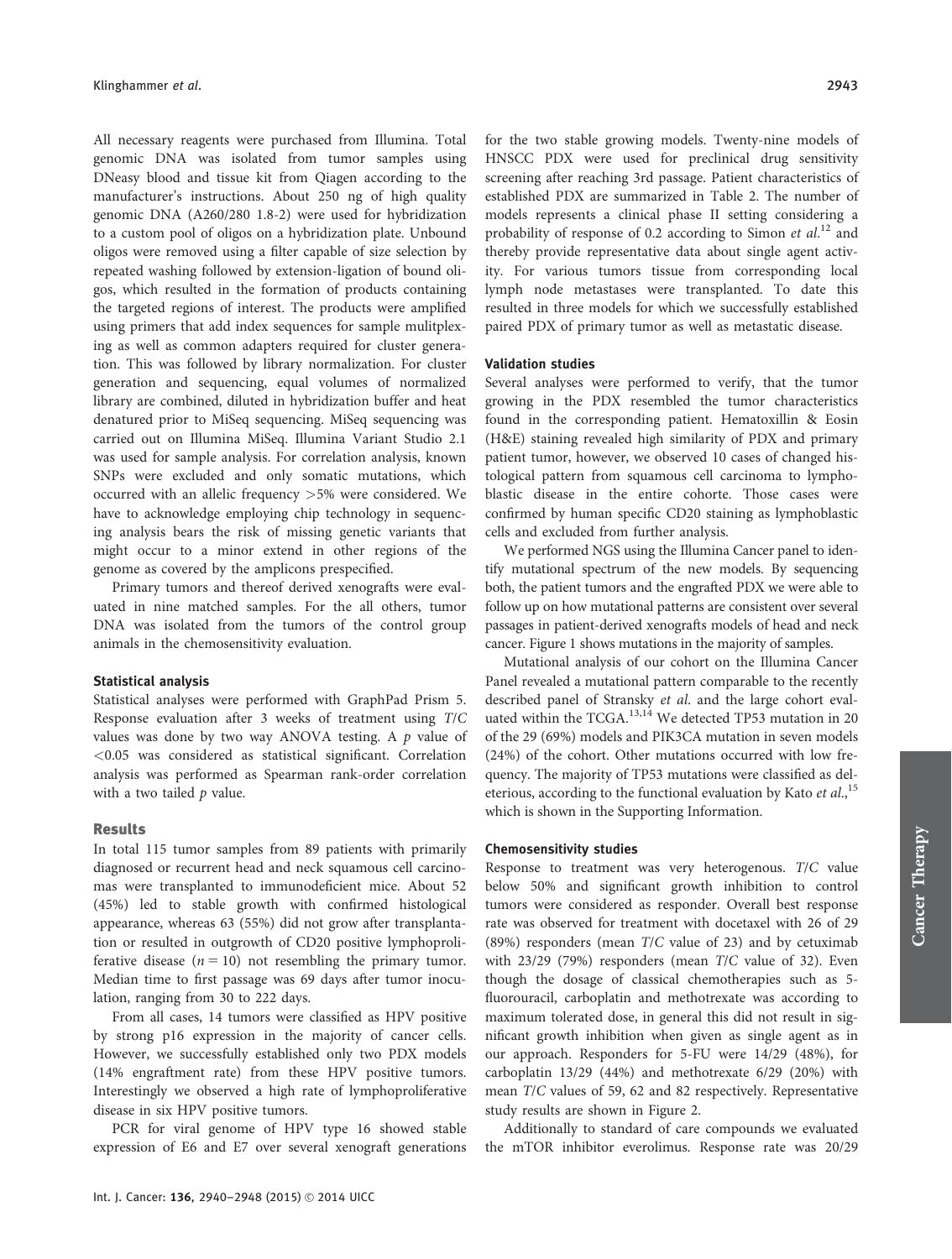All necessary reagents were purchased from Illumina. Total genomic DNA was isolated from tumor samples using DNeasy blood and tissue kit from Qiagen according to the manufacturer's instructions. About 250 ng of high quality genomic DNA (A260/280 1.8-2) were used for hybridization to a custom pool of oligos on a hybridization plate. Unbound oligos were removed using a filter capable of size selection by repeated washing followed by extension-ligation of bound oligos, which resulted in the formation of products containing the targeted regions of interest. The products were amplified using primers that add index sequences for sample mulitplexing as well as common adapters required for cluster generation. This was followed by library normalization. For cluster generation and sequencing, equal volumes of normalized library are combined, diluted in hybridization buffer and heat denatured prior to MiSeq sequencing. MiSeq sequencing was carried out on Illumina MiSeq. Illumina Variant Studio 2.1 was used for sample analysis. For correlation analysis, known SNPs were excluded and only somatic mutations, which occurred with an allelic frequency >5% were considered. We have to acknowledge employing chip technology in sequencing analysis bears the risk of missing genetic variants that might occur to a minor extend in other regions of the genome as covered by the amplicons prespecified.

Primary tumors and thereof derived xenografts were evaluated in nine matched samples. For the all others, tumor DNA was isolated from the tumors of the control group animals in the chemosensitivity evaluation.

#### Statistical analysis

Statistical analyses were performed with GraphPad Prism 5. Response evaluation after 3 weeks of treatment using *T/C* values was done by two way ANOVA testing. A $p$ value of $<0.05$ was considered as statistical significant. Correlation analysis was performed as Spearman rank-order correlation with a two tailed $p$ value.

### Results

In total 115 tumor samples from 89 patients with primarily diagnosed or recurrent head and neck squamous cell carcinomas were transplanted to immunodeficient mice. About 52 (45%) led to stable growth with confirmed histological appearance, whereas 63 (55%) did not grow after transplantation or resulted in outgrowth of CD20 positive lymphoproliferative disease ($n = 10$) not resembling the primary tumor. Median time to first passage was 69 days after tumor inoculation, ranging from 30 to 222 days.

From all cases, 14 tumors were classified as HPV positive by strong p16 expression in the majority of cancer cells. However, we successfully established only two PDX models (14% engraftment rate) from these HPV positive tumors. Interestingly we observed a high rate of lymphoproliferative disease in six HPV positive tumors.

PCR for viral genome of HPV type 16 showed stable expression of E6 and E7 over several xenograft generations for the two stable growing models. Twenty-nine models of HNSCC PDX were used for preclinical drug sensitivity screening after reaching 3rd passage. Patient characteristics of established PDX are summarized in Table 2. The number of models represents a clinical phase II setting considering a probability of response of 0.2 according to Simon *et al.*[12] and thereby provide representative data about single agent activity. For various tumors tissue from corresponding local lymph node metastases were transplanted. To date this resulted in three models for which we successfully established paired PDX of primary tumor as well as metastatic disease.

#### Validation studies

Several analyses were performed to verify, that the tumor growing in the PDX resembled the tumor characteristics found in the corresponding patient. Hematoxillin & Eosin (H&E) staining revealed high similarity of PDX and primary patient tumor, however, we observed 10 cases of changed histological pattern from squamous cell carcinoma to lymphoblastic disease in the entire cohorte. Those cases were confirmed by human specific CD20 staining as lymphoblastic cells and excluded from further analysis.

We performed NGS using the Illumina Cancer panel to identify mutational spectrum of the new models. By sequencing both, the patient tumors and the engrafted PDX we were able to follow up on how mutational patterns are consistent over several passages in patient-derived xenografts models of head and neck cancer. Figure 1 shows mutations in the majority of samples.

Mutational analysis of our cohort on the Illumina Cancer Panel revealed a mutational pattern comparable to the recently described panel of Stransky *et al.* and the large cohort evaluated within the TCGA.[13,14] We detected TP53 mutation in 20 of the 29 (69%) models and PIK3CA mutation in seven models (24%) of the cohort. Other mutations occurred with low frequency. The majority of TP53 mutations were classified as deleterious, according to the functional evaluation by Kato *et al.*,[15] which is shown in the Supporting Information.

#### Chemosensitivity studies

Response to treatment was very heterogenous. *T/C* value below 50% and significant growth inhibition to control tumors were considered as responder. Overall best response rate was observed for treatment with docetaxel with 26 of 29 (89%) responders (mean *T/C* value of 23) and by cetuximab with 23/29 (79%) responders (mean *T/C* value of 32). Even though the dosage of classical chemotherapies such as 5-fluorouracil, carboplatin and methotrexate was according to maximum tolerated dose, in general this did not result in significant growth inhibition when given as single agent as in our approach. Responders for 5-FU were 14/29 (48%), for carboplatin 13/29 (44%) and methotrexate 6/29 (20%) with mean *T/C* values of 59, 62 and 82 respectively. Representative study results are shown in Figure 2.

Additionally to standard of care compounds we evaluated the mTOR inhibitor everolimus. Response rate was 20/29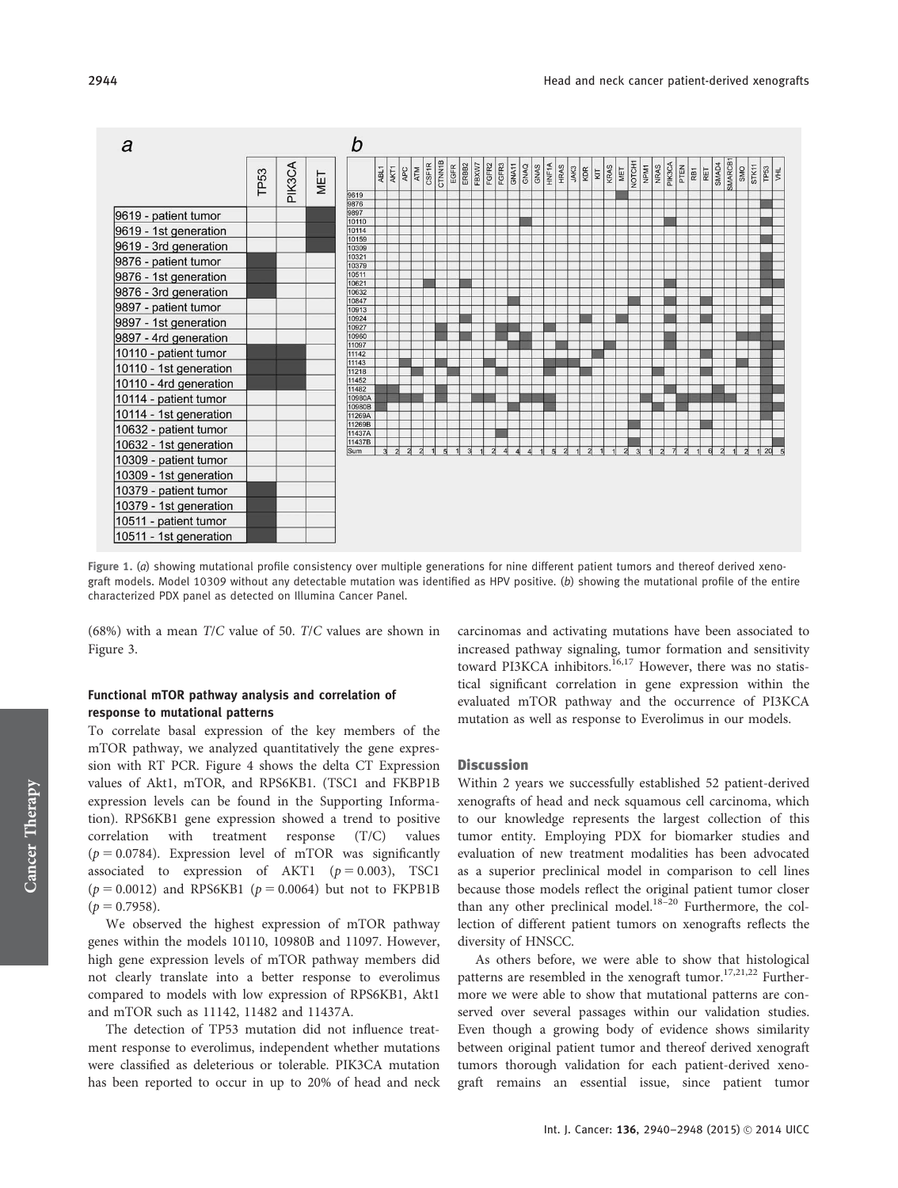Figure 1. (*a*) showing mutational profile consistency over multiple generations for nine different patient tumors and thereof derived xenograft models. Model 10309 without any detectable mutation was identified as HPV positive. (*b*) showing the mutational profile of the entire characterized PDX panel as detected on Illumina Cancer Panel.

(68%) with a mean *T/C* value of 50. *T/C* values are shown in Figure 3.

### Functional mTOR pathway analysis and correlation of response to mutational patterns

To correlate basal expression of the key members of the mTOR pathway, we analyzed quantitatively the gene expression with RT PCR. Figure 4 shows the delta CT Expression values of Akt1, mTOR, and RPS6KB1. (TSC1 and FKBP1B expression levels can be found in the Supporting Information). RPS6KB1 gene expression showed a trend to positive correlation with treatment response (T/C) values ($p = 0.0784$). Expression level of mTOR was significantly associated to expression of AKT1 ($p = 0.003$), TSC1 ($p = 0.0012$) and RPS6KB1 ($p = 0.0064$) but not to FKPB1B ($p = 0.7958$).

We observed the highest expression of mTOR pathway genes within the models 10110, 10980B and 11097. However, high gene expression levels of mTOR pathway members did not clearly translate into a better response to everolimus compared to models with low expression of RPS6KB1, Akt1 and mTOR such as 11142, 11482 and 11437A.

The detection of TP53 mutation did not influence treatment response to everolimus, independent whether mutations were classified as deleterious or tolerable. PIK3CA mutation has been reported to occur in up to 20% of head and neck carcinomas and activating mutations have been associated to increased pathway signaling, tumor formation and sensitivity toward PI3KCA inhibitors.[16,17] However, there was no statistical significant correlation in gene expression within the evaluated mTOR pathway and the occurrence of PI3KCA mutation as well as response to Everolimus in our models.

## Discussion

Within 2 years we successfully established 52 patient-derived xenografts of head and neck squamous cell carcinoma, which to our knowledge represents the largest collection of this tumor entity. Employing PDX for biomarker studies and evaluation of new treatment modalities has been advocated as a superior preclinical model in comparison to cell lines because those models reflect the original patient tumor closer than any other preclinical model.[18–20] Furthermore, the collection of different patient tumors on xenografts reflects the diversity of HNSCC.

As others before, we were able to show that histological patterns are resembled in the xenograft tumor.[17,21,22] Furthermore we were able to show that mutational patterns are conserved over several passages within our validation studies. Even though a growing body of evidence shows similarity between original patient tumor and thereof derived xenograft tumors thorough validation for each patient-derived xenograft remains an essential issue, since patient tumor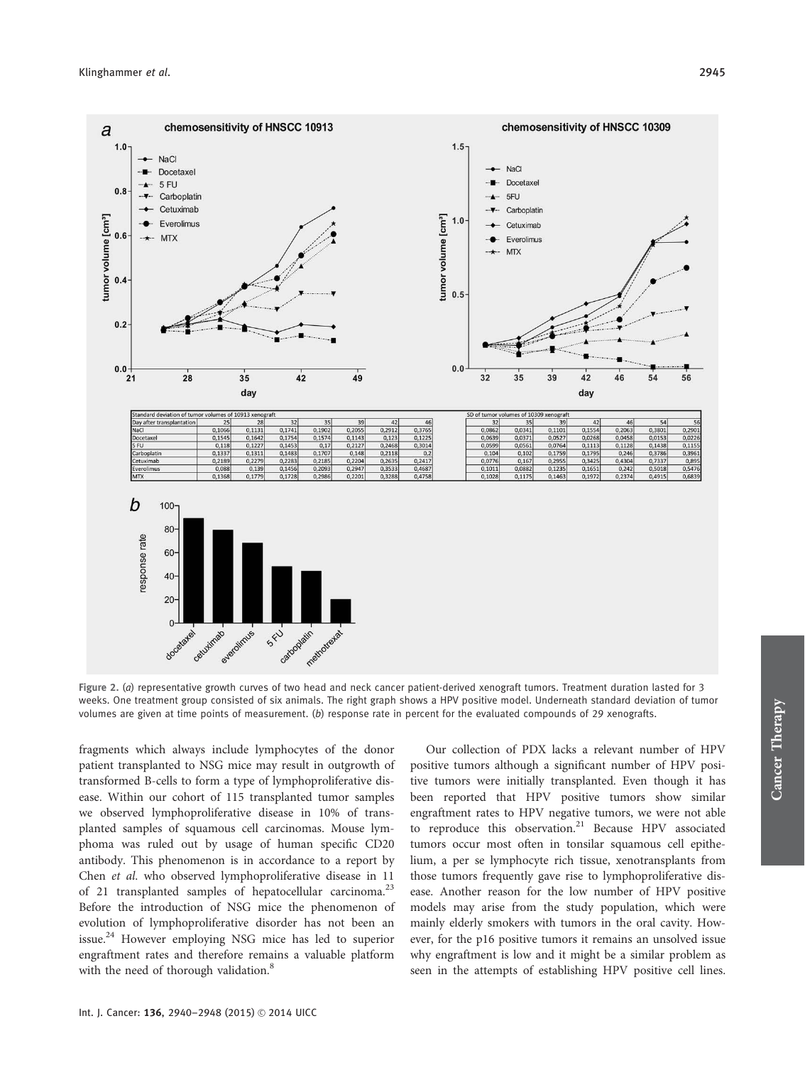| Standard deviation of tumor volumes of 10913 xenograft | | | | | | | |
|---|---|---|---|---|---|---|---|
| Day after transplantation | 25 | 28 | 32 | 35 | 39 | 42 | 46 |
| NaCl | 0,1066 | 0,1131 | 0,1741 | 0,1902 | 0,2055 | 0,2912 | 0,3765 |
| Docetaxel | 0,1545 | 0,1642 | 0,1754 | 0,1574 | 0,1143 | 0,123 | 0,1225 |
| 5 FU | 0,118 | 0,1227 | 0,1453 | 0,17 | 0,2127 | 0,2468 | 0,3014 |
| Carboplatin | 0,1337 | 0,1311 | 0,1483 | 0,1707 | 0,148 | 0,2118 | 0,2 |
| Cetuximab | 0,2189 | 0,2279 | 0,2283 | 0,2185 | 0,2204 | 0,2635 | 0,2417 |
| Everolimus | 0,088 | 0,139 | 0,1456 | 0,2093 | 0,2947 | 0,3533 | 0,4687 |
| MTX | 0,1368 | 0,1779 | 0,1728 | 0,2986 | 0,2201 | 0,3288 | 0,4758 |

| SD of tumor volumes of 10309 xenograft | | | | | | | |
|---|---|---|---|---|---|---|---|
| | 32 | 35 | 39 | 42 | 46 | 54 | 56 |
| NaCl | 0,0862 | 0,0341 | 0,1101 | 0,1554 | 0,2063 | 0,3801 | 0,2901 |
| Docetaxel | 0,0639 | 0,0371 | 0,0527 | 0,0268 | 0,0458 | 0,0153 | 0,0226 |
| 5 FU | 0,0599 | 0,0561 | 0,0764 | 0,1113 | 0,1128 | 0,1438 | 0,1155 |
| Carboplatin | 0,104 | 0,102 | 0,1759 | 0,1795 | 0,246 | 0,3786 | 0,3961 |
| Cetuximab | 0,0776 | 0,167 | 0,2955 | 0,3425 | 0,4304 | 0,7337 | 0,895 |
| Everolimus | 0,1011 | 0,0882 | 0,1235 | 0,1651 | 0,242 | 0,5018 | 0,5476 |
| MTX | 0,1028 | 0,1175 | 0,1463 | 0,1972 | 0,2374 | 0,4915 | 0,6839 |

Figure 2. (*a*) representative growth curves of two head and neck cancer patient-derived xenograft tumors. Treatment duration lasted for 3 weeks. One treatment group consisted of six animals. The right graph shows a HPV positive model. Underneath standard deviation of tumor volumes are given at time points of measurement. (*b*) response rate in percent for the evaluated compounds of 29 xenografts.

fragments which always include lymphocytes of the donor patient transplanted to NSG mice may result in outgrowth of transformed B-cells to form a type of lymphoproliferative disease. Within our cohort of 115 transplanted tumor samples we observed lymphoproliferative disease in 10% of transplanted samples of squamous cell carcinomas. Mouse lymphoma was ruled out by usage of human specific CD20 antibody. This phenomenon is in accordance to a report by Chen *et al.* who observed lymphoproliferative disease in 11 of 21 transplanted samples of hepatocellular carcinoma.[23] Before the introduction of NSG mice the phenomenon of evolution of lymphoproliferative disorder has not been an issue.[24] However employing NSG mice has led to superior engraftment rates and therefore remains a valuable platform with the need of thorough validation.[8]

Our collection of PDX lacks a relevant number of HPV positive tumors although a significant number of HPV positive tumors were initially transplanted. Even though it has been reported that HPV positive tumors show similar engraftment rates to HPV negative tumors, we were not able to reproduce this observation.[21] Because HPV associated tumors occur most often in tonsilar squamous cell epithelium, a per se lymphocyte rich tissue, xenotransplants from those tumors frequently gave rise to lymphoproliferative disease. Another reason for the low number of HPV positive models may arise from the study population, which were mainly elderly smokers with tumors in the oral cavity. However, for the p16 positive tumors it remains an unsolved issue why engraftment is low and it might be a similar problem as seen in the attempts of establishing HPV positive cell lines.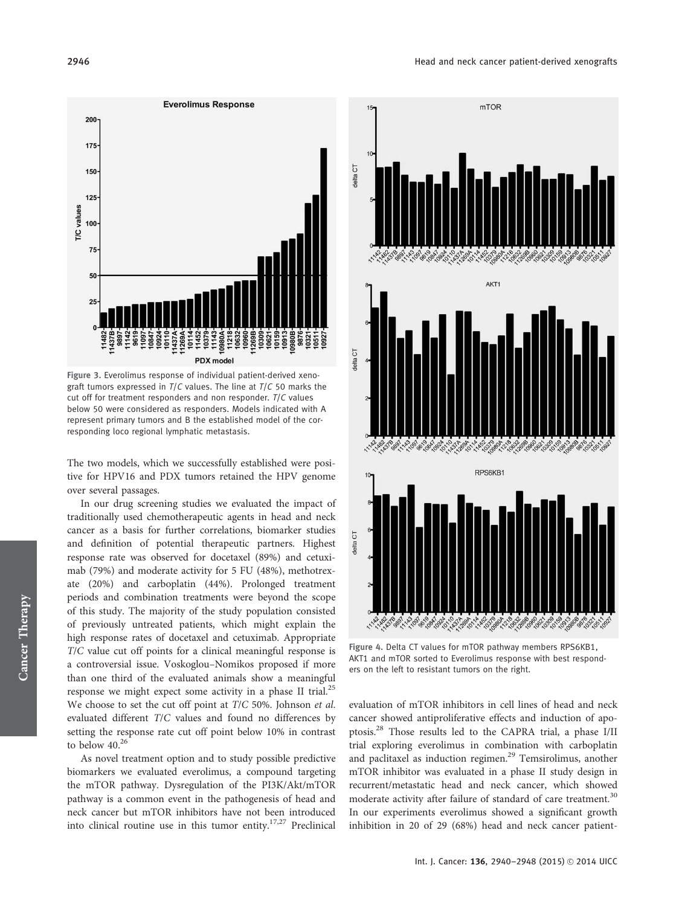Figure 3. Everolimus response of individual patient-derived xenograft tumors expressed in *T/C* values. The line at *T/C* 50 marks the cut off for treatment responders and non responder. *T/C* values below 50 were considered as responders. Models indicated with A represent primary tumors and B the established model of the corresponding loco regional lymphatic metastasis.

Figure 4. Delta CT values for mTOR pathway members RPS6KB1, AKT1 and mTOR sorted to Everolimus response with best responders on the left to resistant tumors on the right.

The two models, which we successfully established were positive for HPV16 and PDX tumors retained the HPV genome over several passages.

In our drug screening studies we evaluated the impact of traditionally used chemotherapeutic agents in head and neck cancer as a basis for further correlations, biomarker studies and definition of potential therapeutic partners. Highest response rate was observed for docetaxel (89%) and cetuximab (79%) and moderate activity for 5 FU (48%), methotrexate (20%) and carboplatin (44%). Prolonged treatment periods and combination treatments were beyond the scope of this study. The majority of the study population consisted of previously untreated patients, which might explain the high response rates of docetaxel and cetuximab. Appropriate *T/C* value cut off points for a clinical meaningful response is a controversial issue. Voskoglou–Nomikos proposed if more than one third of the evaluated animals show a meaningful response we might expect some activity in a phase II trial.[25] We choose to set the cut off point at *T/C* 50%. Johnson *et al.* evaluated different *T/C* values and found no differences by setting the response rate cut off point below 10% in contrast to below 40.[26]

As novel treatment option and to study possible predictive biomarkers we evaluated everolimus, a compound targeting the mTOR pathway. Dysregulation of the PI3K/Akt/mTOR pathway is a common event in the pathogenesis of head and neck cancer but mTOR inhibitors have not been introduced into clinical routine use in this tumor entity.[17,27] Preclinical evaluation of mTOR inhibitors in cell lines of head and neck cancer showed antiproliferative effects and induction of apoptosis.[28] Those results led to the CAPRA trial, a phase I/II trial exploring everolimus in combination with carboplatin and paclitaxel as induction regimen.[29] Temsirolimus, another mTOR inhibitor was evaluated in a phase II study design in recurrent/metastatic head and neck cancer, which showed moderate activity after failure of standard of care treatment.[30] In our experiments everolimus showed a significant growth inhibition in 20 of 29 (68%) head and neck cancer patient-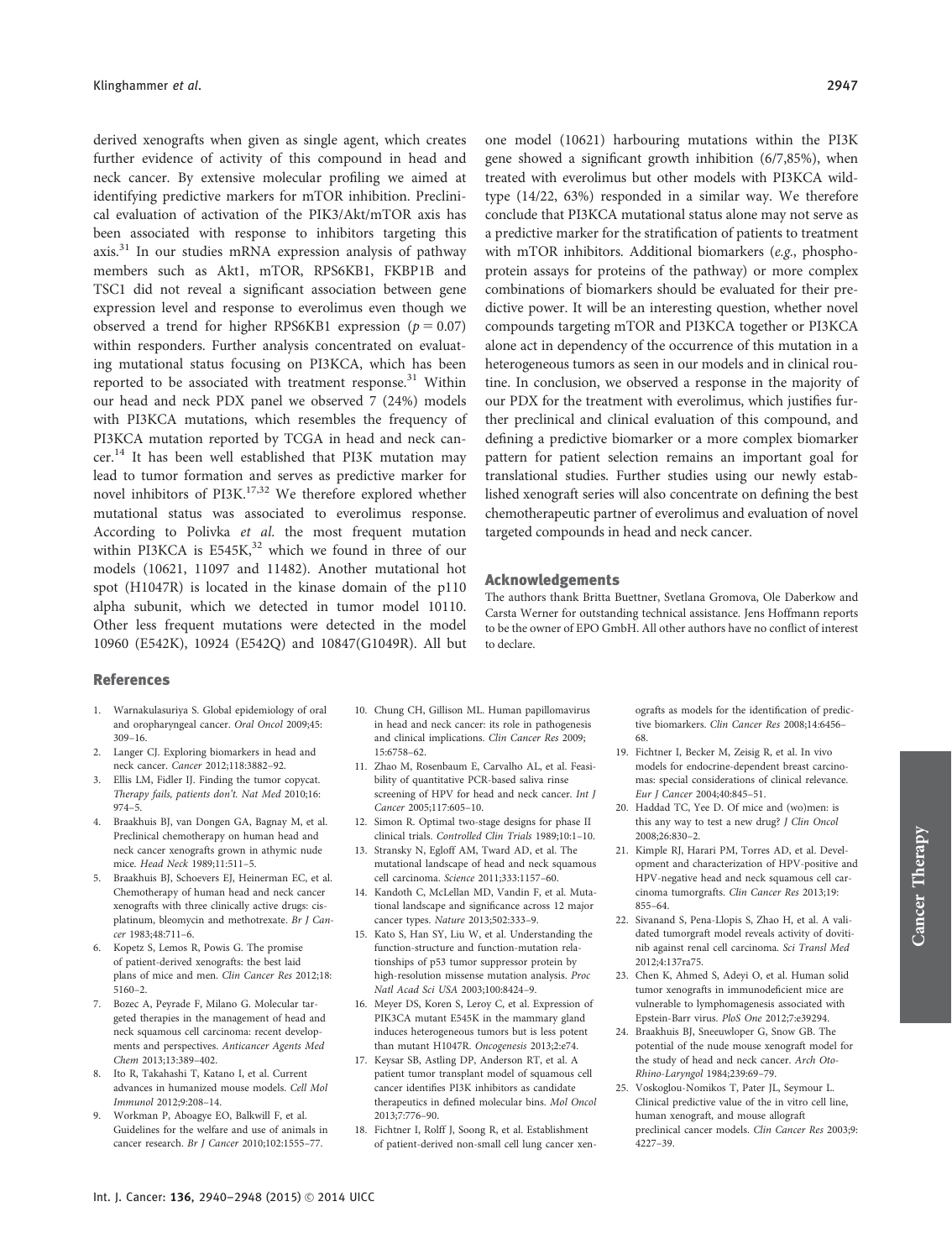derived xenografts when given as single agent, which creates further evidence of activity of this compound in head and neck cancer. By extensive molecular profiling we aimed at identifying predictive markers for mTOR inhibition. Preclinical evaluation of activation of the PIK3/Akt/mTOR axis has been associated with response to inhibitors targeting this axis.[31] In our studies mRNA expression analysis of pathway members such as Akt1, mTOR, RPS6KB1, FKBP1B and TSC1 did not reveal a significant association between gene expression level and response to everolimus even though we observed a trend for higher RPS6KB1 expression ($p = 0.07$) within responders. Further analysis concentrated on evaluating mutational status focusing on PI3KCA, which has been reported to be associated with treatment response.[31] Within our head and neck PDX panel we observed 7 (24%) models with PI3KCA mutations, which resembles the frequency of PI3KCA mutation reported by TCGA in head and neck cancer.[14] It has been well established that PI3K mutation may lead to tumor formation and serves as predictive marker for novel inhibitors of PI3K.[17,32] We therefore explored whether mutational status was associated to everolimus response. According to Polivka *et al.* the most frequent mutation within PI3KCA is E545K,[32] which we found in three of our models (10621, 11097 and 11482). Another mutational hot spot (H1047R) is located in the kinase domain of the p110 alpha subunit, which we detected in tumor model 10110. Other less frequent mutations were detected in the model 10960 (E542K), 10924 (E542Q) and 10847(G1049R). All but one model (10621) harbouring mutations within the PI3K gene showed a significant growth inhibition (6/7,85%), when treated with everolimus but other models with PI3KCA wildtype (14/22, 63%) responded in a similar way. We therefore conclude that PI3KCA mutational status alone may not serve as a predictive marker for the stratification of patients to treatment with mTOR inhibitors. Additional biomarkers (*e.g.*, phosphoprotein assays for proteins of the pathway) or more complex combinations of biomarkers should be evaluated for their predictive power. It will be an interesting question, whether novel compounds targeting mTOR and PI3KCA together or PI3KCA alone act in dependency of the occurrence of this mutation in a heterogeneous tumors as seen in our models and in clinical routine. In conclusion, we observed a response in the majority of our PDX for the treatment with everolimus, which justifies further preclinical and clinical evaluation of this compound, and defining a predictive biomarker or a more complex biomarker pattern for patient selection remains an important goal for translational studies. Further studies using our newly established xenograft series will also concentrate on defining the best chemotherapeutic partner of everolimus and evaluation of novel targeted compounds in head and neck cancer.

## Acknowledgements

The authors thank Britta Buettner, Svetlana Gromova, Ole Daberkow and Carsta Werner for outstanding technical assistance. Jens Hoffmann reports to be the owner of EPO GmbH. All other authors have no conflict of interest to declare.

## References

1. Warnakulasuriya S. Global epidemiology of oral and oropharyngeal cancer. *Oral Oncol* 2009;45: 309–16.
2. Langer CJ. Exploring biomarkers in head and neck cancer. *Cancer* 2012;118:3882–92.
3. Ellis LM, Fidler IJ. Finding the tumor copycat. Therapy fails, patients don't. *Nat Med* 2010;16: 974–5.
4. Braakhuis BJ, van Dongen GA, Bagnay M, et al. Preclinical chemotherapy on human head and neck cancer xenografts grown in athymic nude mice. *Head Neck* 1989;11:511–5.
5. Braakhuis BJ, Schoevers EJ, Heinerman EC, et al. Chemotherapy of human head and neck cancer xenografts with three clinically active drugs: cisplatinum, bleomycin and methotrexate. *Br J Cancer* 1983;48:711–6.
6. Kopetz S, Lemos R, Powis G. The promise of patient-derived xenografts: the best laid plans of mice and men. *Clin Cancer Res* 2012;18: 5160–2.
7. Bozec A, Peyrade F, Milano G. Molecular targeted therapies in the management of head and neck squamous cell carcinoma: recent developments and perspectives. *Anticancer Agents Med Chem* 2013;13:389–402.
8. Ito R, Takahashi T, Katano I, et al. Current advances in humanized mouse models. *Cell Mol Immunol* 2012;9:208–14.
9. Workman P, Aboagye EO, Balkwill F, et al. Guidelines for the welfare and use of animals in cancer research. *Br J Cancer* 2010;102:1555–77.
10. Chung CH, Gillison ML. Human papillomavirus in head and neck cancer: its role in pathogenesis and clinical implications. *Clin Cancer Res* 2009; 15:6758–62.
11. Zhao M, Rosenbaum E, Carvalho AL, et al. Feasibility of quantitative PCR-based saliva rinse screening of HPV for head and neck cancer. *Int J Cancer* 2005;117:605–10.
12. Simon R. Optimal two-stage designs for phase II clinical trials. *Controlled Clin Trials* 1989;10:1–10.
13. Stransky N, Egloff AM, Tward AD, et al. The mutational landscape of head and neck squamous cell carcinoma. *Science* 2011;333:1157–60.
14. Kandoth C, McLellan MD, Vandin F, et al. Mutational landscape and significance across 12 major cancer types. *Nature* 2013;502:333–9.
15. Kato S, Han SY, Liu W, et al. Understanding the function-structure and function-mutation relationships of p53 tumor suppressor protein by high-resolution missense mutation analysis. *Proc Natl Acad Sci USA* 2003;100:8424–9.
16. Meyer DS, Koren S, Leroy C, et al. Expression of PIK3CA mutant E545K in the mammary gland induces heterogeneous tumors but is less potent than mutant H1047R. *Oncogenesis* 2013;2:e74.
17. Keysar SB, Astling DP, Anderson RT, et al. A patient tumor transplant model of squamous cell cancer identifies PI3K inhibitors as candidate therapeutics in defined molecular bins. *Mol Oncol* 2013;7:776–90.
18. Fichtner I, Rolff J, Soong R, et al. Establishment of patient-derived non-small cell lung cancer xenografts as models for the identification of predictive biomarkers. *Clin Cancer Res* 2008;14:6456–68.
19. Fichtner I, Becker M, Zeisig R, et al. In vivo models for endocrine-dependent breast carcinomas: special considerations of clinical relevance. *Eur J Cancer* 2004;40:845–51.
20. Haddad TC, Yee D. Of mice and (wo)men: is this any way to test a new drug? *J Clin Oncol* 2008;26:830–2.
21. Kimple RJ, Harari PM, Torres AD, et al. Development and characterization of HPV-positive and HPV-negative head and neck squamous cell carcinoma tumorgrafts. *Clin Cancer Res* 2013;19: 855–64.
22. Sivanand S, Pena-Llopis S, Zhao H, et al. A validated tumorgraft model reveals activity of dovitinib against renal cell carcinoma. *Sci Transl Med* 2012;4:137ra75.
23. Chen K, Ahmed S, Adeyi O, et al. Human solid tumor xenografts in immunodeficient mice are vulnerable to lymphomagenesis associated with Epstein-Barr virus. *PloS One* 2012;7:e39294.
24. Braakhuis BJ, Sneeuwloper G, Snow GB. The potential of the nude mouse xenograft model for the study of head and neck cancer. *Arch Oto-Rhino-Laryngol* 1984;239:69–79.
25. Voskoglou-Nomikos T, Pater JL, Seymour L. Clinical predictive value of the in vitro cell line, human xenograft, and mouse allograft preclinical cancer models. *Clin Cancer Res* 2003;9: 4227–39.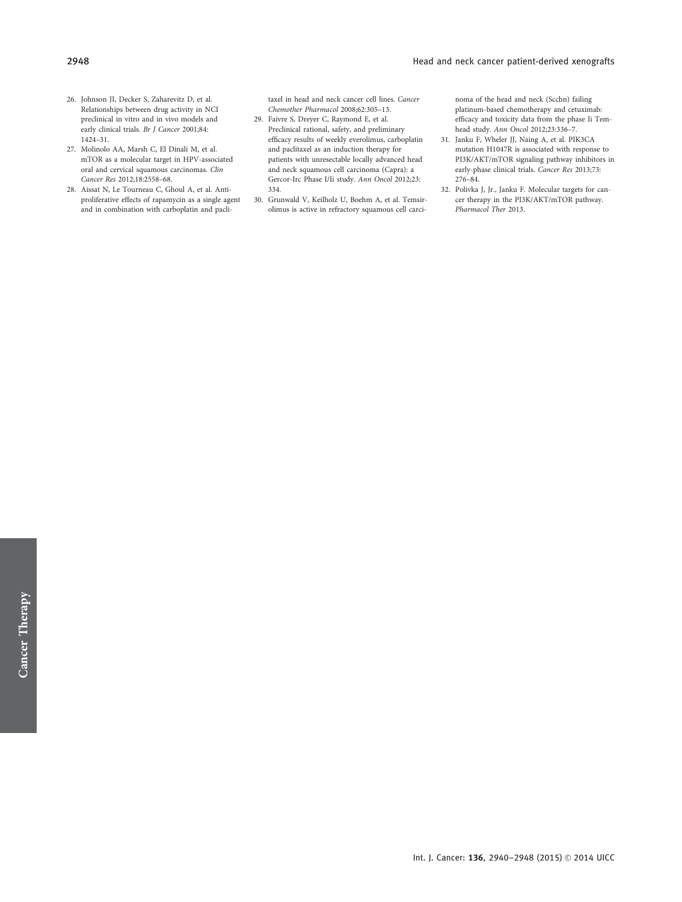26. Johnson JI, Decker S, Zaharevitz D, et al. Relationships between drug activity in NCI preclinical in vitro and in vivo models and early clinical trials. *Br J Cancer* 2001;84: 1424–31.
27. Molinolo AA, Marsh C, El Dinali M, et al. mTOR as a molecular target in HPV-associated oral and cervical squamous carcinomas. *Clin Cancer Res* 2012;18:2558–68.
28. Aissat N, Le Tourneau C, Ghoul A, et al. Antiproliferative effects of rapamycin as a single agent and in combination with carboplatin and paclitaxel in head and neck cancer cell lines. *Cancer Chemother Pharmacol* 2008;62:305–13.
29. Faivre S, Dreyer C, Raymond E, et al. Preclinical rational, safety, and preliminary efficacy results of weekly everolimus, carboplatin and paclitaxel as an induction therapy for patients with unresectable locally advanced head and neck squamous cell carcinoma (Capra): a Gercor-Irc Phase I/Ii study. *Ann Oncol* 2012;23: 334.
30. Grunwald V, Keilholz U, Boehm A, et al. Temsirolimus is active in refractory squamous cell carcinoma of the head and neck (Scchn) failing platinum-based chemotherapy and cetuximab: efficacy and toxicity data from the phase Ii Temhead study. *Ann Oncol* 2012;23:336–7.
31. Janku F, Wheler JJ, Naing A, et al. PIK3CA mutation H1047R is associated with response to PI3K/AKT/mTOR signaling pathway inhibitors in early-phase clinical trials. *Cancer Res* 2013;73: 276–84.
32. Polivka J, Jr., Janku F. Molecular targets for cancer therapy in the PI3K/AKT/mTOR pathway. *Pharmacol Ther* 2013.